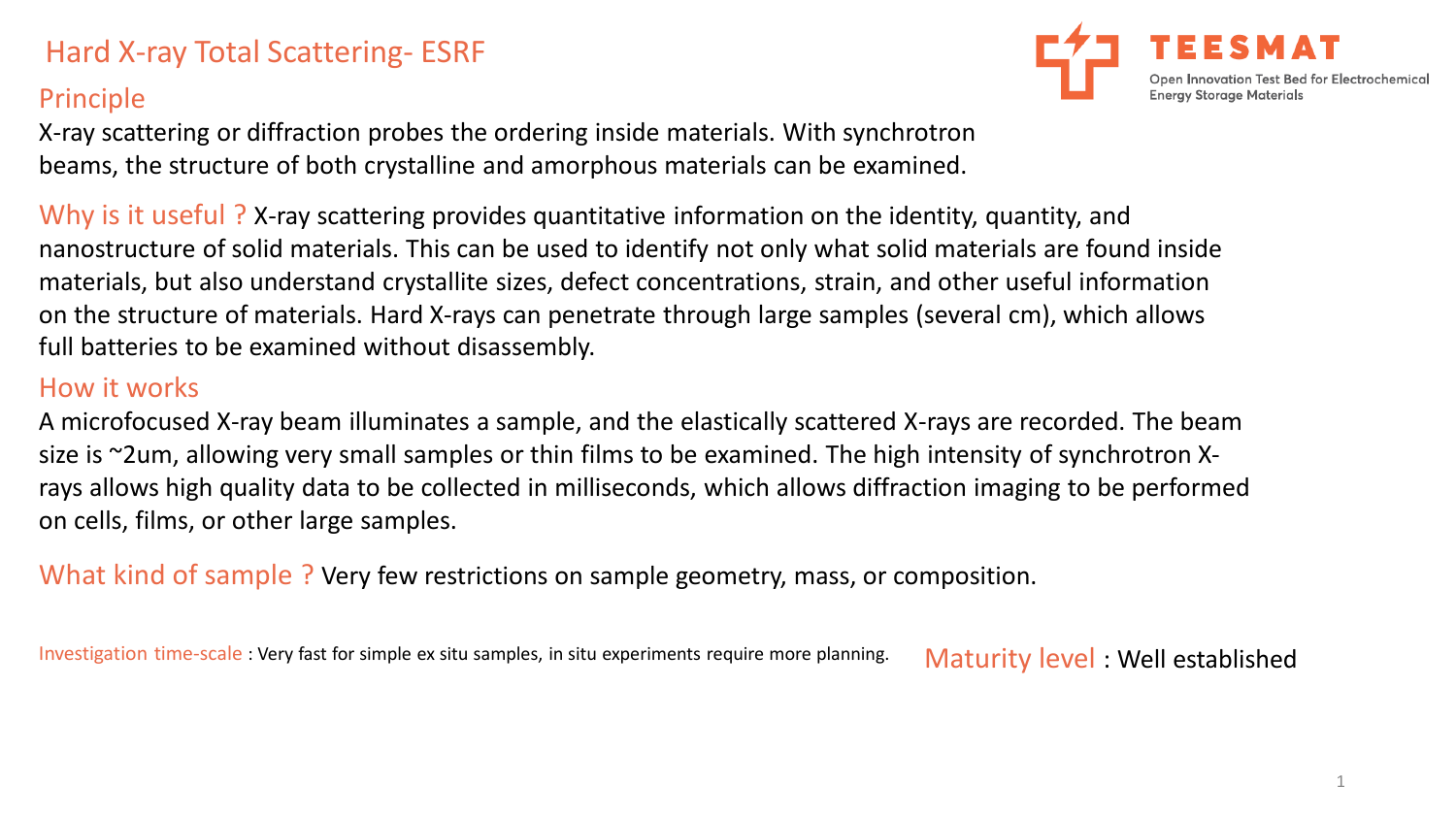# Hard X-ray Total Scattering- ESRF

TEESMAT

Open Innovation Test Bed for Electrochemical Energy Storage Materials

## Principle

X-ray scattering or diffraction probes the ordering inside materials. With synchrotron beams, the structure of both crystalline and amorphous materials can be examined.

**Why is it useful ?** X-ray scattering provides quantitative information on the identity, quantity, and nanostructure of solid materials. This can be used to identify not only what solid materials are found inside materials, but also understand crystallite sizes, defect concentrations, strain, and other useful information on the structure of materials. Hard X-rays can penetrate through large samples (several cm), which allows full batteries to be examined without disassembly.

## How it works

A microfocused X-ray beam illuminates a sample, and the elastically scattered X-rays are recorded. The beam size is ~2um, allowing very small samples or thin films to be examined. The high intensity of synchrotron X-rays allows high quality data to be collected in milliseconds, which allows diffraction imaging to be performed on cells, films, or other large samples.

**What kind of sample ?** Very few restrictions on sample geometry, mass, or composition.

**Investigation time-scale** : Very fast for simple ex situ samples, in situ experiments require more planning.

**Maturity level** : Well established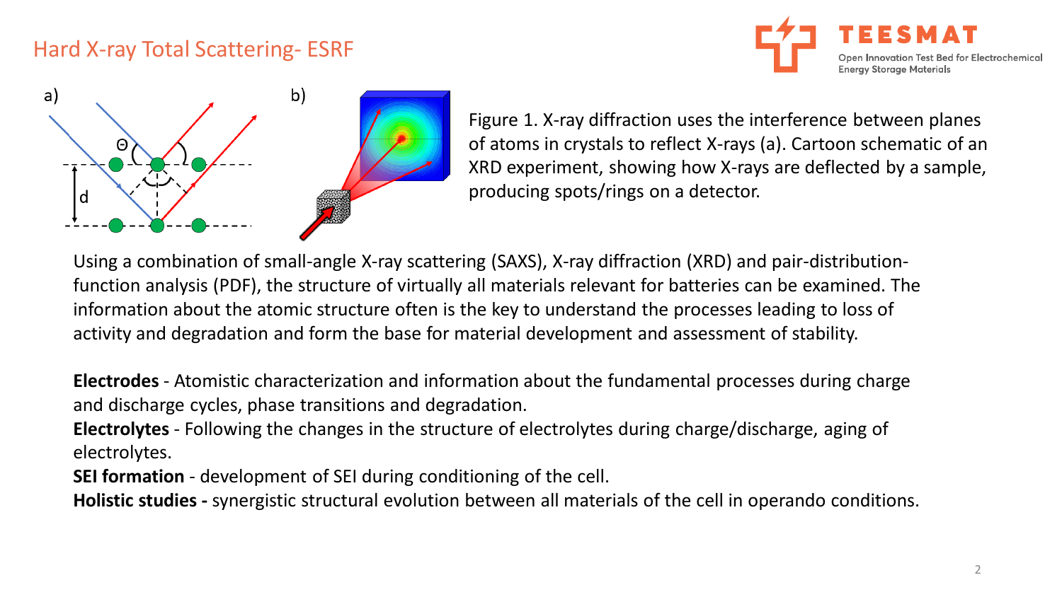# Hard X-ray Total Scattering- ESRF

Figure 1. X-ray diffraction uses the interference between planes of atoms in crystals to reflect X-rays (a). Cartoon schematic of an XRD experiment, showing how X-rays are deflected by a sample, producing spots/rings on a detector.

Using a combination of small-angle X-ray scattering (SAXS), X-ray diffraction (XRD) and pair-distribution-function analysis (PDF), the structure of virtually all materials relevant for batteries can be examined. The information about the atomic structure often is the key to understand the processes leading to loss of activity and degradation and form the base for material development and assessment of stability.

**Electrodes** - Atomistic characterization and information about the fundamental processes during charge and discharge cycles, phase transitions and degradation.
**Electrolytes** - Following the changes in the structure of electrolytes during charge/discharge, aging of electrolytes.
**SEI formation** - development of SEI during conditioning of the cell.
**Holistic studies -** synergistic structural evolution between all materials of the cell in operando conditions.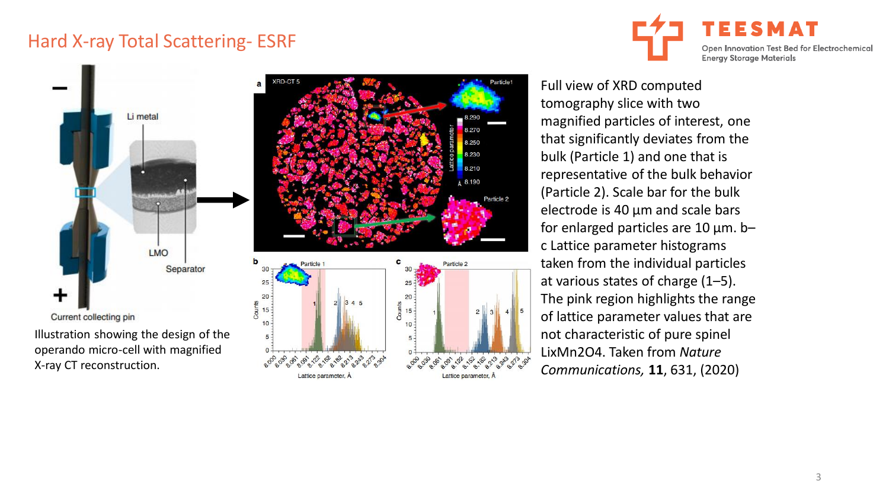# Hard X-ray Total Scattering- ESRF

**TEESMAT**
Open Innovation Test Bed for Electrochemical Energy Storage Materials

−

Li metal

LMO

Separator

+

Current collecting pin

Illustration showing the design of the operando micro-cell with magnified X-ray CT reconstruction.

a
XRD-CT 5
Particle1
Particle 2
Lattice parameter
8.290
8.270
8.250
8.230
8.210
Å 8.190

b
Particle 1
Counts
Lattice parameter, Å

c
Particle 2
Counts
Lattice parameter, Å

Full view of XRD computed tomography slice with two magnified particles of interest, one that significantly deviates from the bulk (Particle 1) and one that is representative of the bulk behavior (Particle 2). Scale bar for the bulk electrode is 40 µm and scale bars for enlarged particles are 10 µm. b–c Lattice parameter histograms taken from the individual particles at various states of charge (1–5). The pink region highlights the range of lattice parameter values that are not characteristic of pure spinel $Li_xMn_2O_4$. Taken from *Nature Communications,* **11**, 631, (2020)